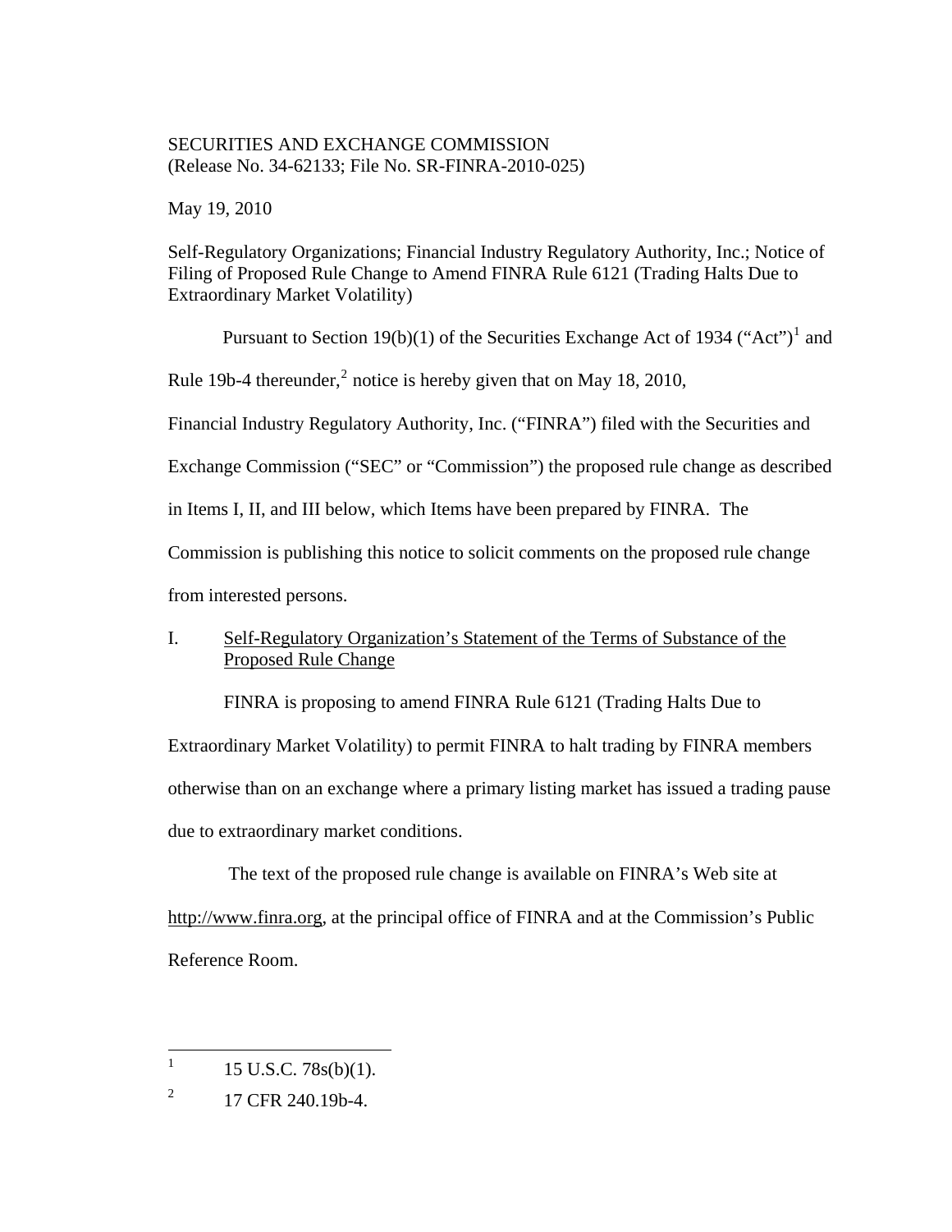SECURITIES AND EXCHANGE COMMISSION
(Release No. 34-62133; File No. SR-FINRA-2010-025)

May 19, 2010

Self-Regulatory Organizations; Financial Industry Regulatory Authority, Inc.; Notice of Filing of Proposed Rule Change to Amend FINRA Rule 6121 (Trading Halts Due to Extraordinary Market Volatility)

Pursuant to Section 19(b)(1) of the Securities Exchange Act of 1934 ("Act")[1] and Rule 19b-4 thereunder,[2] notice is hereby given that on May 18, 2010, Financial Industry Regulatory Authority, Inc. ("FINRA") filed with the Securities and Exchange Commission ("SEC" or "Commission") the proposed rule change as described in Items I, II, and III below, which Items have been prepared by FINRA. The Commission is publishing this notice to solicit comments on the proposed rule change from interested persons.

## I. Self-Regulatory Organization's Statement of the Terms of Substance of the Proposed Rule Change

FINRA is proposing to amend FINRA Rule 6121 (Trading Halts Due to Extraordinary Market Volatility) to permit FINRA to halt trading by FINRA members otherwise than on an exchange where a primary listing market has issued a trading pause due to extraordinary market conditions.

The text of the proposed rule change is available on FINRA's Web site at http://www.finra.org, at the principal office of FINRA and at the Commission's Public Reference Room.

---

[1] 15 U.S.C. 78s(b)(1).

[2] 17 CFR 240.19b-4.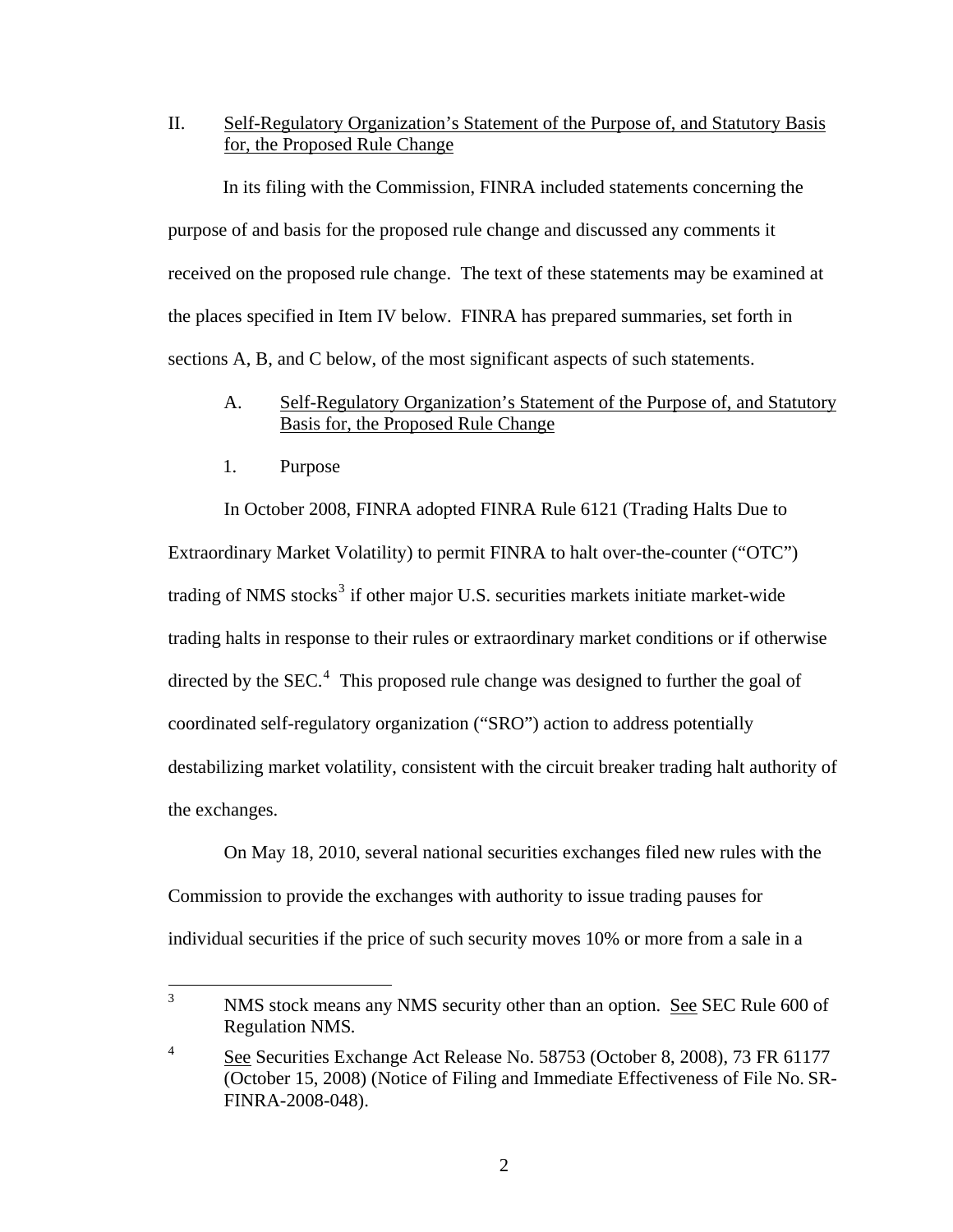II. Self-Regulatory Organization's Statement of the Purpose of, and Statutory Basis for, the Proposed Rule Change

In its filing with the Commission, FINRA included statements concerning the purpose of and basis for the proposed rule change and discussed any comments it received on the proposed rule change. The text of these statements may be examined at the places specified in Item IV below. FINRA has prepared summaries, set forth in sections A, B, and C below, of the most significant aspects of such statements.

A. Self-Regulatory Organization's Statement of the Purpose of, and Statutory Basis for, the Proposed Rule Change

1. Purpose

In October 2008, FINRA adopted FINRA Rule 6121 (Trading Halts Due to Extraordinary Market Volatility) to permit FINRA to halt over-the-counter ("OTC") trading of NMS stocks[3] if other major U.S. securities markets initiate market-wide trading halts in response to their rules or extraordinary market conditions or if otherwise directed by the SEC.[4] This proposed rule change was designed to further the goal of coordinated self-regulatory organization ("SRO") action to address potentially destabilizing market volatility, consistent with the circuit breaker trading halt authority of the exchanges.

On May 18, 2010, several national securities exchanges filed new rules with the Commission to provide the exchanges with authority to issue trading pauses for individual securities if the price of such security moves 10% or more from a sale in a

---

[3] NMS stock means any NMS security other than an option. See SEC Rule 600 of Regulation NMS.

[4] See Securities Exchange Act Release No. 58753 (October 8, 2008), 73 FR 61177 (October 15, 2008) (Notice of Filing and Immediate Effectiveness of File No. SR-FINRA-2008-048).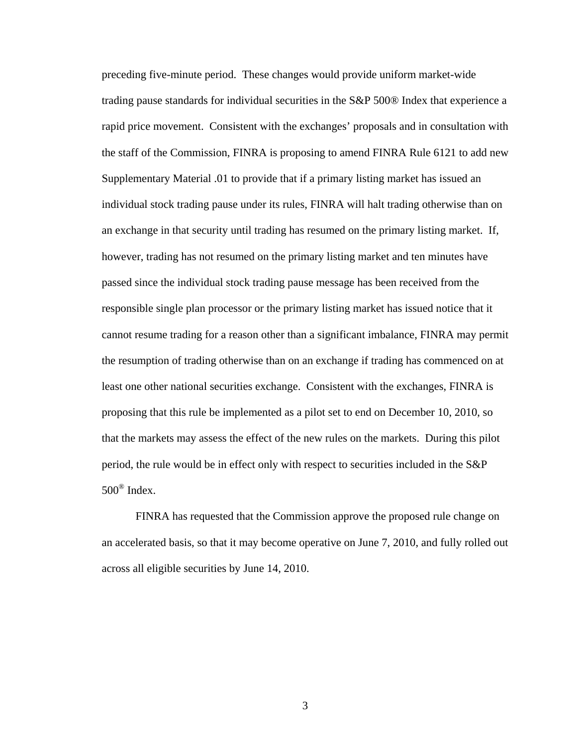preceding five-minute period. These changes would provide uniform market-wide trading pause standards for individual securities in the S&P 500® Index that experience a rapid price movement. Consistent with the exchanges' proposals and in consultation with the staff of the Commission, FINRA is proposing to amend FINRA Rule 6121 to add new Supplementary Material .01 to provide that if a primary listing market has issued an individual stock trading pause under its rules, FINRA will halt trading otherwise than on an exchange in that security until trading has resumed on the primary listing market. If, however, trading has not resumed on the primary listing market and ten minutes have passed since the individual stock trading pause message has been received from the responsible single plan processor or the primary listing market has issued notice that it cannot resume trading for a reason other than a significant imbalance, FINRA may permit the resumption of trading otherwise than on an exchange if trading has commenced on at least one other national securities exchange. Consistent with the exchanges, FINRA is proposing that this rule be implemented as a pilot set to end on December 10, 2010, so that the markets may assess the effect of the new rules on the markets. During this pilot period, the rule would be in effect only with respect to securities included in the S&P 500® Index.

FINRA has requested that the Commission approve the proposed rule change on an accelerated basis, so that it may become operative on June 7, 2010, and fully rolled out across all eligible securities by June 14, 2010.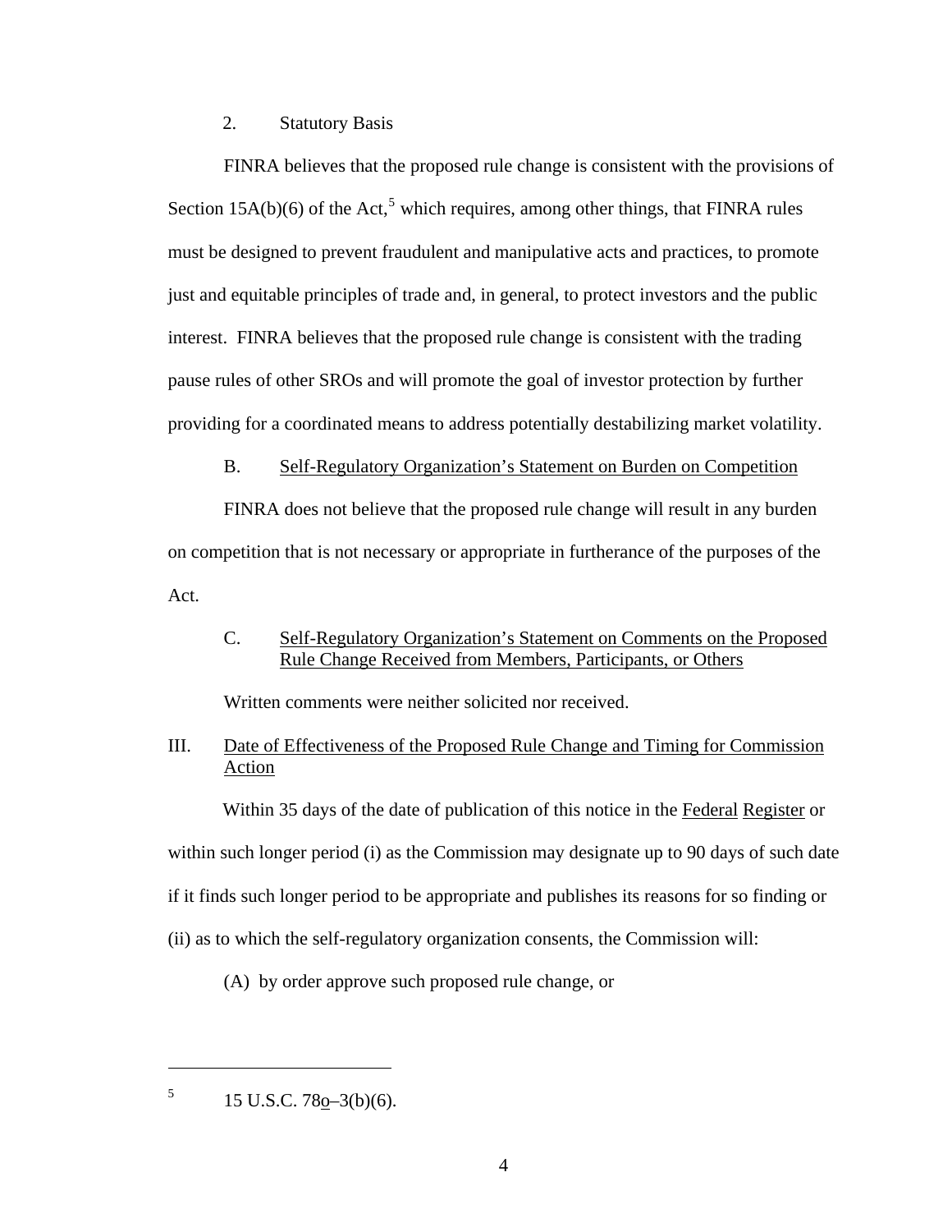2. Statutory Basis

FINRA believes that the proposed rule change is consistent with the provisions of Section 15A(b)(6) of the Act,[5] which requires, among other things, that FINRA rules must be designed to prevent fraudulent and manipulative acts and practices, to promote just and equitable principles of trade and, in general, to protect investors and the public interest. FINRA believes that the proposed rule change is consistent with the trading pause rules of other SROs and will promote the goal of investor protection by further providing for a coordinated means to address potentially destabilizing market volatility.

B. Self-Regulatory Organization's Statement on Burden on Competition

FINRA does not believe that the proposed rule change will result in any burden on competition that is not necessary or appropriate in furtherance of the purposes of the Act.

C. Self-Regulatory Organization's Statement on Comments on the Proposed Rule Change Received from Members, Participants, or Others

Written comments were neither solicited nor received.

III. Date of Effectiveness of the Proposed Rule Change and Timing for Commission Action

Within 35 days of the date of publication of this notice in the Federal Register or within such longer period (i) as the Commission may designate up to 90 days of such date if it finds such longer period to be appropriate and publishes its reasons for so finding or (ii) as to which the self-regulatory organization consents, the Commission will:

(A) by order approve such proposed rule change, or

---

[5] 15 U.S.C. 78o–3(b)(6).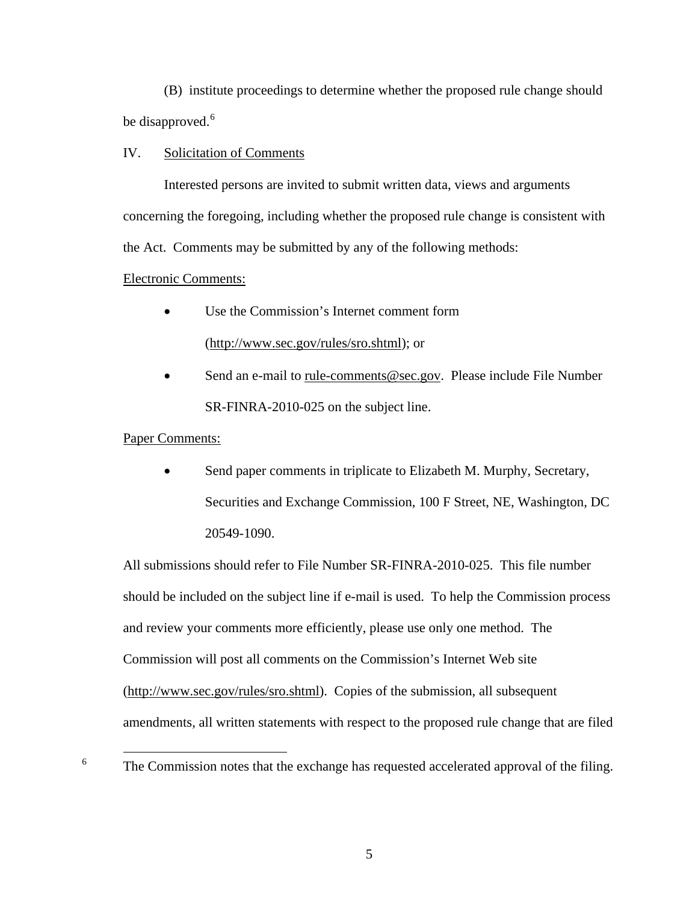(B) institute proceedings to determine whether the proposed rule change should be disapproved.[6]

IV. Solicitation of Comments

Interested persons are invited to submit written data, views and arguments concerning the foregoing, including whether the proposed rule change is consistent with the Act. Comments may be submitted by any of the following methods:

Electronic Comments:

- Use the Commission's Internet comment form (http://www.sec.gov/rules/sro.shtml); or
- Send an e-mail to rule-comments@sec.gov. Please include File Number SR-FINRA-2010-025 on the subject line.

Paper Comments:

- Send paper comments in triplicate to Elizabeth M. Murphy, Secretary, Securities and Exchange Commission, 100 F Street, NE, Washington, DC 20549-1090.

All submissions should refer to File Number SR-FINRA-2010-025. This file number should be included on the subject line if e-mail is used. To help the Commission process and review your comments more efficiently, please use only one method. The Commission will post all comments on the Commission's Internet Web site (http://www.sec.gov/rules/sro.shtml). Copies of the submission, all subsequent amendments, all written statements with respect to the proposed rule change that are filed

---

[6] The Commission notes that the exchange has requested accelerated approval of the filing.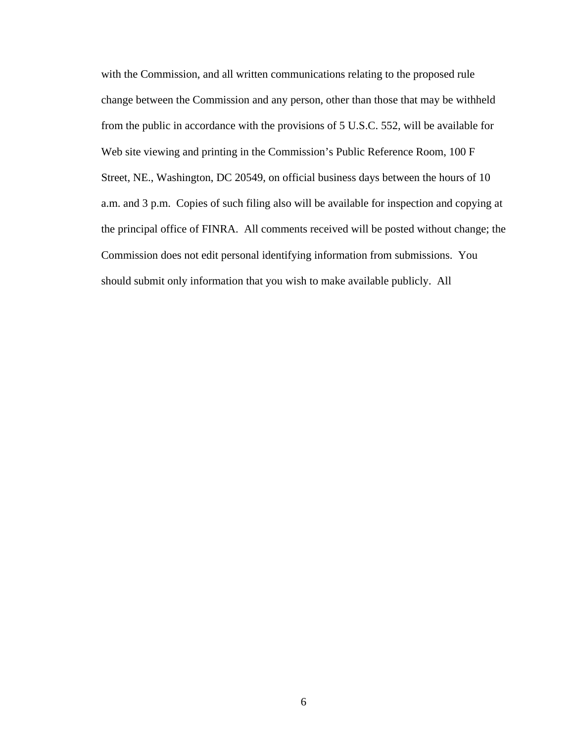with the Commission, and all written communications relating to the proposed rule change between the Commission and any person, other than those that may be withheld from the public in accordance with the provisions of 5 U.S.C. 552, will be available for Web site viewing and printing in the Commission's Public Reference Room, 100 F Street, NE., Washington, DC 20549, on official business days between the hours of 10 a.m. and 3 p.m. Copies of such filing also will be available for inspection and copying at the principal office of FINRA. All comments received will be posted without change; the Commission does not edit personal identifying information from submissions. You should submit only information that you wish to make available publicly. All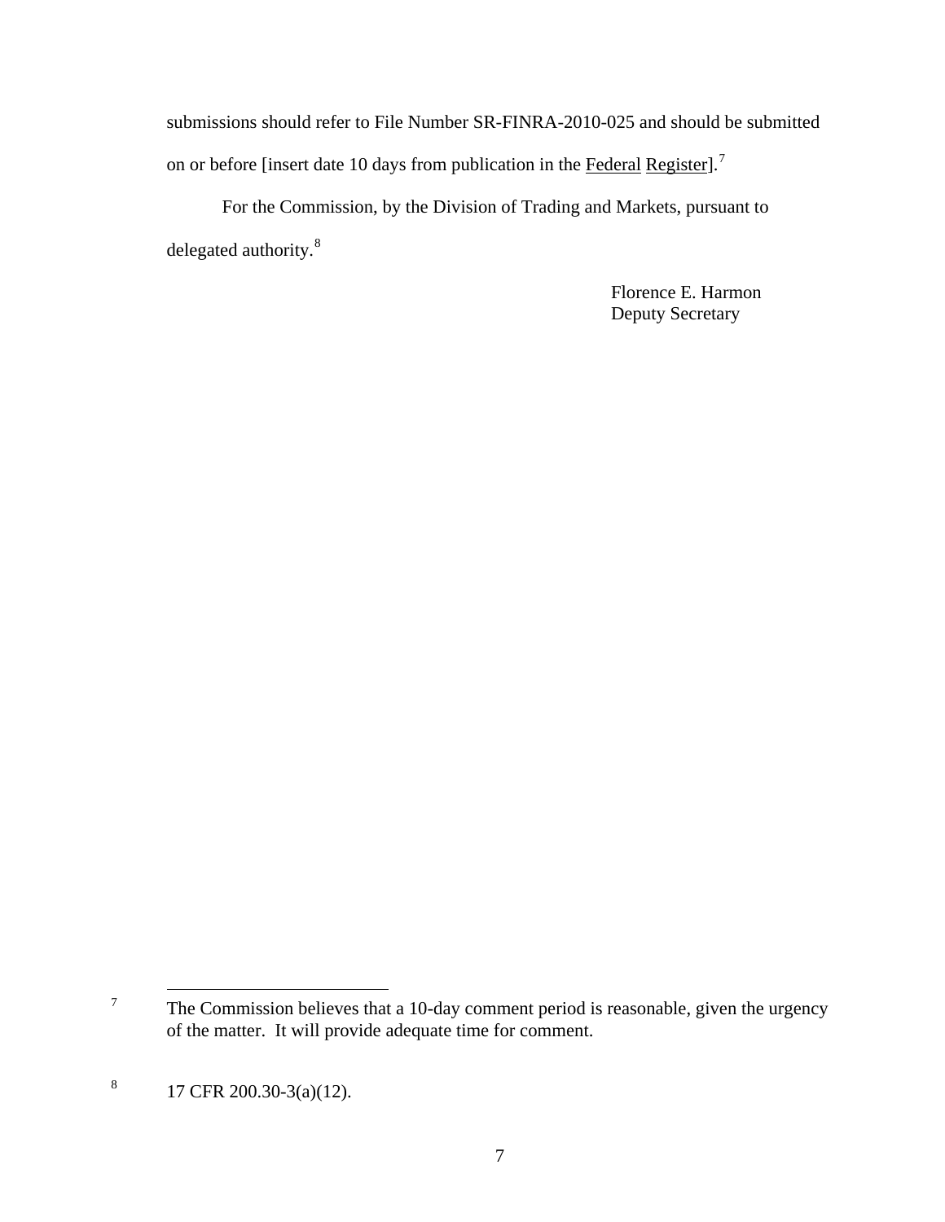submissions should refer to File Number SR-FINRA-2010-025 and should be submitted on or before [insert date 10 days from publication in the Federal Register].[7]

For the Commission, by the Division of Trading and Markets, pursuant to delegated authority.[8]

Florence E. Harmon
Deputy Secretary

---

[7] The Commission believes that a 10-day comment period is reasonable, given the urgency of the matter. It will provide adequate time for comment.

[8] 17 CFR 200.30-3(a)(12).